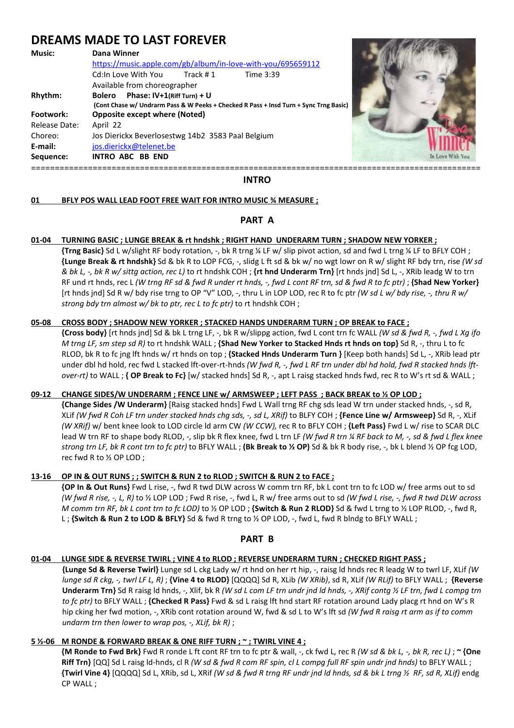# DREAMS MADE TO LAST FOREVER

**Music:** **Dana Winner**
https://music.apple.com/gb/album/in-love-with-you/695659112
Cd:In Love With You    Track # 1    Time 3:39
Available from choreographer

**Rhythm:** **Bolero  Phase: IV+1(Riff Turn) + U**
**(Cont Chase w/ Undrarm Pass & W Peeks + Checked R Pass + Insd Turn + Sync Trng Basic)**

**Footwork:** **Opposite except where (Noted)**

Release Date: April 22

Choreo: Jos Dierickx Beverlosestwg 14b2 3583 Paal Belgium

**E-mail:** jos.dierickx@telenet.be

**Sequence:** **INTRO ABC BB END**

---

## INTRO

**01 BFLY POS WALL LEAD FOOT FREE WAIT FOR INTRO MUSIC ¾ MEASURE ;**

## PART A

**01-04 TURNING BASIC ; LUNGE BREAK & rt hndshk ; RIGHT HAND UNDERARM TURN ; SHADOW NEW YORKER ;**

**{Trng Basic}** Sd L w/slight RF body rotation, -, bk R trng ¼ LF w/ slip pivot action, sd and fwd L trng ¼ LF to BFLY COH ; **{Lunge Break & rt hndshk}** Sd & bk R to LOP FCG, -, sldg L ft sd & bk w/ no wgt lowr on R w/ slight RF bdy trn, rise *(W sd & bk L, -, bk R w/ sittg action, rec L)* to rt hndshk COH ; **{rt hnd Underarm Trn}** [rt hnds jnd] Sd L, -, XRib leadg W to trn RF und rt hnds, rec L *(W trng RF sd & fwd R under rt hnds, -, fwd L cont RF trn, sd & fwd R to fc ptr)* ; **{Shad New Yorker}** [rt hnds jnd] Sd R w/ bdy rise trng to OP "V" LOD, -, thru L in LOP LOD, rec R to fc ptr *(W sd L w/ bdy rise, -, thru R w/ strong bdy trn almost w/ bk to ptr, rec L to fc ptr)* to rt hndshk COH ;

**05-08 CROSS BODY ; SHADOW NEW YORKER ; STACKED HANDS UNDERARM TURN ; OP BREAK to FACE ;**

**{Cross body}** [rt hnds jnd] Sd & bk L trng LF, -, bk R w/slippg action, fwd L cont trn fc WALL *(W sd & fwd R, -, fwd L Xg ifo M trng LF, sm step sd R)* to rt hndshk WALL ; **{Shad New Yorker to Stacked Hnds rt hnds on top}** Sd R, -, thru L to fc RLOD, bk R to fc jng lft hnds w/ rt hnds on top ; **{Stacked Hnds Underarm Turn }** [Keep both hands] Sd L, -, XRib lead ptr under dbl hd hold, rec fwd L stacked lft-over-rt-hnds *(W fwd R, -, fwd L RF trn under dbl hd hold, fwd R stacked hnds lft-over-rt)* to WALL ; **{ OP Break to Fc}** [w/ stacked hnds] Sd R, -, apt L raisg stacked hnds fwd, rec R to W's rt sd & WALL ;

**09-12 CHANGE SIDES/W UNDERARM ; FENCE LINE w/ ARMSWEEP ; LEFT PASS ; BACK BREAK to ½ OP LOD ;**

**{Change Sides /W Underarm}** [Raisg stacked hnds] Fwd L Wall trng RF chg sds lead W trn under stacked hnds, -, sd R, XLif *(W fwd R Coh LF trn under stacked hnds chg sds, -, sd L, XRif)* to BLFY COH ; **{Fence Line w/ Armsweep}** Sd R, -, XLif *(W XRif)* w/ bent knee look to LOD circle ld arm CW *(W CCW)*, rec R to BFLY COH ; **{Left Pass}** Fwd L w/ rise to SCAR DLC lead W trn RF to shape body RLOD, -, slip bk R flex knee, fwd L trn LF *(W fwd R trn ¼ RF back to M, -, sd & fwd L flex knee strong trn LF, bk R cont trn to fc ptr)* to BFLY WALL ; **(Bk Break to ½ OP)** Sd & bk R body rise, -, bk L blend ½ OP fcg LOD, rec fwd R to ½ OP LOD ;

**13-16 OP IN & OUT RUNS ; ; SWITCH & RUN 2 to RLOD ; SWITCH & RUN 2 to FACE ;**

**{OP In & Out Runs}** Fwd L rise, -, fwd R twd DLW across W comm trn RF, bk L cont trn to fc LOD w/ free arms out to sd *(W fwd R rise, -, L, R)* to ½ LOP LOD ; Fwd R rise, -, fwd L, R w/ free arms out to sd *(W fwd L rise, -, fwd R twd DLW across M comm trn RF, bk L cont trn to fc LOD)* to ½ OP LOD ; **{Switch & Run 2 RLOD}** Sd & fwd L trng to ½ LOP RLOD, -, fwd R, L ; **{Switch & Run 2 to LOD & BFLY}** Sd & fwd R trng to ½ OP LOD, -, fwd L, fwd R blndg to BFLY WALL ;

## PART B

**01-04 LUNGE SIDE & REVERSE TWIRL ; VINE 4 to RLOD ; REVERSE UNDERARM TURN ; CHECKED RIGHT PASS ;**

**{Lunge Sd & Reverse Twirl}** Lunge sd L ckg Lady w/ rt hnd on her rt hip, -, raisg ld hnds rec R leadg W to twrl LF, XLif *(W lunge sd R ckg, -, twrl LF L, R)* ; **{Vine 4 to RLOD}** [QQQQ] Sd R, XLib *(W XRib)*, sd R, XLif *(W RLif)* to BFLY WALL ; **{Reverse Underarm Trn}** Sd R raisg ld hnds, -, Xlif, bk R *(W sd L com LF trn undr jnd ld hnds, -, XRif contg ½ LF trn, fwd L compg trn to fc ptr)* to BFLY WALL ; **{Checked R Pass}** Fwd & sd L raisg lft hnd start RF rotation around Lady placg rt hnd on W's R hip cking her fwd motion, -, XRib cont rotation around W, fwd & sd L to W's lft sd *(W fwd R raisg rt arm as if to comm undarm trn then lower to wrap pos, -, XLif, bk R)* ;

**5 ½-06 M RONDE & FORWARD BREAK & ONE RIFF TURN ; ~ ; TWIRL VINE 4 ;**

**{M Ronde to Fwd Brk}** Fwd R ronde L ft cont RF trn to fc ptr & wall, -, ck fwd L, rec R *(W sd & bk L, -, bk R, rec L)* ; **~ {One Riff Trn}** [QQ] Sd L raisg ld-hnds, cl R *(W sd & fwd R com RF spin, cl L compg full RF spin undr jnd hnds)* to BFLY WALL ; **{Twirl Vine 4}** [QQQQ] Sd L, XRib, sd L, XRif *(W sd & fwd R trng RF undr jnd ld hnds, sd & bk L trng ½ RF, sd R, XLif)* endg CP WALL ;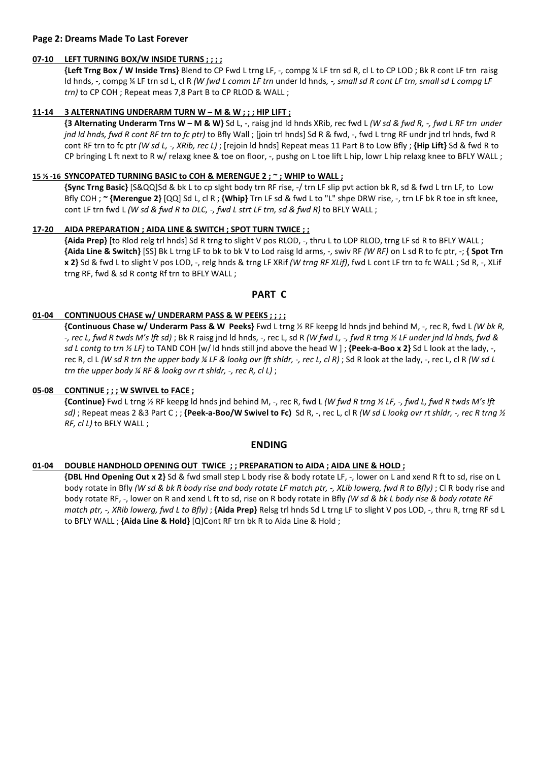**Page 2: Dreams Made To Last Forever**

**07-10 LEFT TURNING BOX/W INSIDE TURNS ; ; ; ;**

**{Left Trng Box / W Inside Trns}** Blend to CP Fwd L trng LF, -, compg ¼ LF trn sd R, cl L to CP LOD ; Bk R cont LF trn raisg ld hnds, -, compg ¼ LF trn sd L, cl R *(W fwd L comm LF trn* under ld hnds*, -, small sd R cont LF trn, small sd L compg LF trn)* to CP COH ; Repeat meas 7,8 Part B to CP RLOD & WALL ;

**11-14 3 ALTERNATING UNDERARM TURN W – M & W ; ; ; HIP LIFT ;**

**{3 Alternating Underarm Trns W – M & W}** Sd L, -, raisg jnd ld hnds XRib, rec fwd L *(W sd & fwd R, -, fwd L RF trn under jnd ld hnds, fwd R cont RF trn to fc ptr)* to Bfly Wall ; [join trl hnds] Sd R & fwd, -, fwd L trng RF undr jnd trl hnds, fwd R cont RF trn to fc ptr *(W sd L, -, XRib, rec L)* ; [rejoin ld hnds] Repeat meas 11 Part B to Low Bfly ; **{Hip Lift}** Sd & fwd R to CP bringing L ft next to R w/ relaxg knee & toe on floor, -, pushg on L toe lift L hip, lowr L hip relaxg knee to BFLY WALL ;

**15 ½ -16 SYNCOPATED TURNING BASIC to COH & MERENGUE 2 ; ~ ; WHIP to WALL ;**

**{Sync Trng Basic}** [S&QQ]Sd & bk L to cp slght body trn RF rise, -/ trn LF slip pvt action bk R, sd & fwd L trn LF, to Low Bfly COH ; **~ {Merengue 2}** [QQ] Sd L, cl R ; **{Whip}** Trn LF sd & fwd L to "L" shpe DRW rise, -, trn LF bk R toe in sft knee, cont LF trn fwd L *(W sd & fwd R to DLC, -, fwd L strt LF trn, sd & fwd R)* to BFLY WALL ;

**17-20 AIDA PREPARATION ; AIDA LINE & SWITCH ; SPOT TURN TWICE ; ;**

**{Aida Prep}** [to Rlod relg trl hnds] Sd R trng to slight V pos RLOD, -, thru L to LOP RLOD, trng LF sd R to BFLY WALL ; **{Aida Line & Switch}** [SS] Bk L trng LF to bk to bk V to Lod raisg ld arms, -, swiv RF *(W RF)* on L sd R to fc ptr, -; **{ Spot Trn x 2}** Sd & fwd L to slight V pos LOD, -, relg hnds & trng LF XRif *(W trng RF XLif)*, fwd L cont LF trn to fc WALL ; Sd R, -, XLif trng RF, fwd & sd R contg Rf trn to BFLY WALL ;

## PART C

**01-04 CONTINUOUS CHASE w/ UNDERARM PASS & W PEEKS ; ; ; ;**

**{Continuous Chase w/ Underarm Pass & W Peeks}** Fwd L trng ½ RF keepg ld hnds jnd behind M, -, rec R, fwd L *(W bk R, -, rec L, fwd R twds M's lft sd)* ; Bk R raisg jnd ld hnds, -, rec L, sd R *(W fwd L, -, fwd R trng ½ LF under jnd ld hnds, fwd & sd L contg to trn ½ LF)* to TAND COH [w/ ld hnds still jnd above the head W ] ; **{Peek-a-Boo x 2}** Sd L look at the lady, -, rec R, cl L *(W sd R trn the upper body ¼ LF & lookg ovr lft shldr, -, rec L, cl R)* ; Sd R look at the lady, -, rec L, cl R *(W sd L trn the upper body ¼ RF & lookg ovr rt shldr, -, rec R, cl L)* ;

**05-08 CONTINUE ; ; ; W SWIVEL to FACE ;**

**{Continue}** Fwd L trng ½ RF keepg ld hnds jnd behind M, -, rec R, fwd L *(W fwd R trng ½ LF, -, fwd L, fwd R twds M's lft sd)* ; Repeat meas 2 &3 Part C ; ; **{Peek-a-Boo/W Swivel to Fc)** Sd R, -, rec L, cl R *(W sd L lookg ovr rt shldr, -, rec R trng ½ RF, cl L)* to BFLY WALL ;

## ENDING

**01-04 DOUBLE HANDHOLD OPENING OUT TWICE ; ; PREPARATION to AIDA ; AIDA LINE & HOLD ;**

**{DBL Hnd Opening Out x 2}** Sd & fwd small step L body rise & body rotate LF, -, lower on L and xend R ft to sd, rise on L body rotate in Bfly *(W sd & bk R body rise and body rotate LF match ptr, -, XLib lowerg, fwd R to Bfly)* ; Cl R body rise and body rotate RF, -, lower on R and xend L ft to sd, rise on R body rotate in Bfly *(W sd & bk L body rise & body rotate RF match ptr, -, XRib lowerg, fwd L to Bfly)* ; **{Aida Prep}** Relsg trl hnds Sd L trng LF to slight V pos LOD, -, thru R, trng RF sd L to BFLY WALL ; **{Aida Line & Hold}** [Q]Cont RF trn bk R to Aida Line & Hold ;